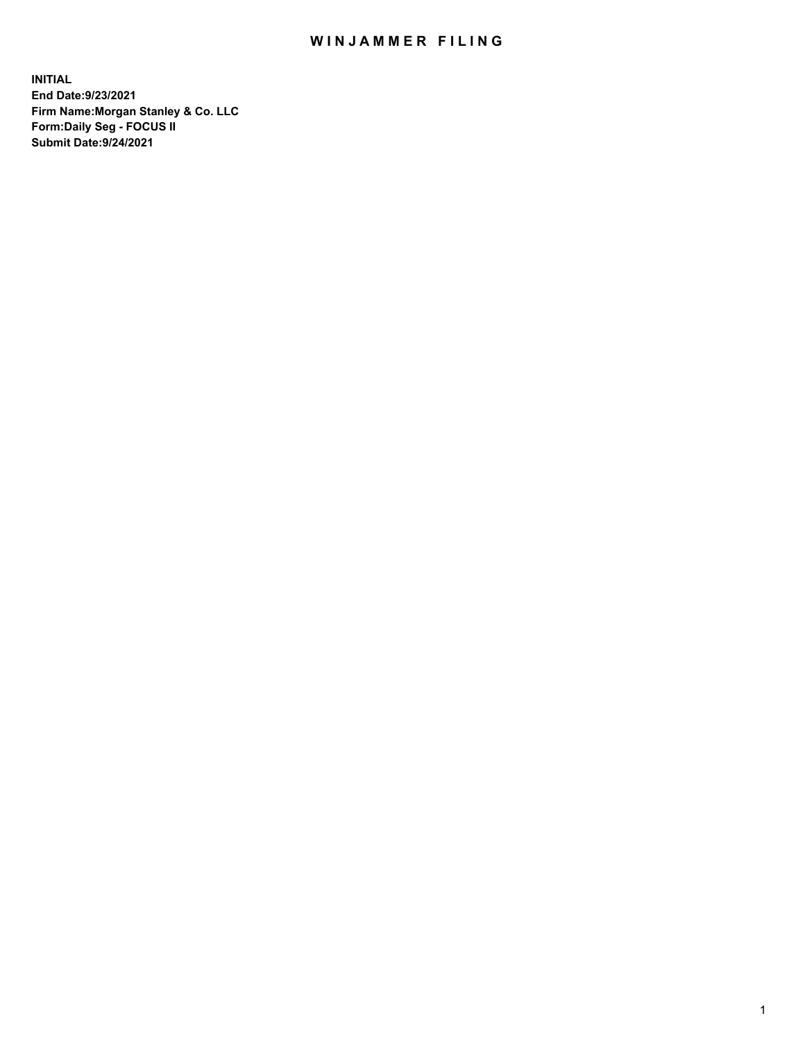# WINJAMMER FILING

**INITIAL**
**End Date:9/23/2021**
**Firm Name:Morgan Stanley & Co. LLC**
**Form:Daily Seg - FOCUS II**
**Submit Date:9/24/2021**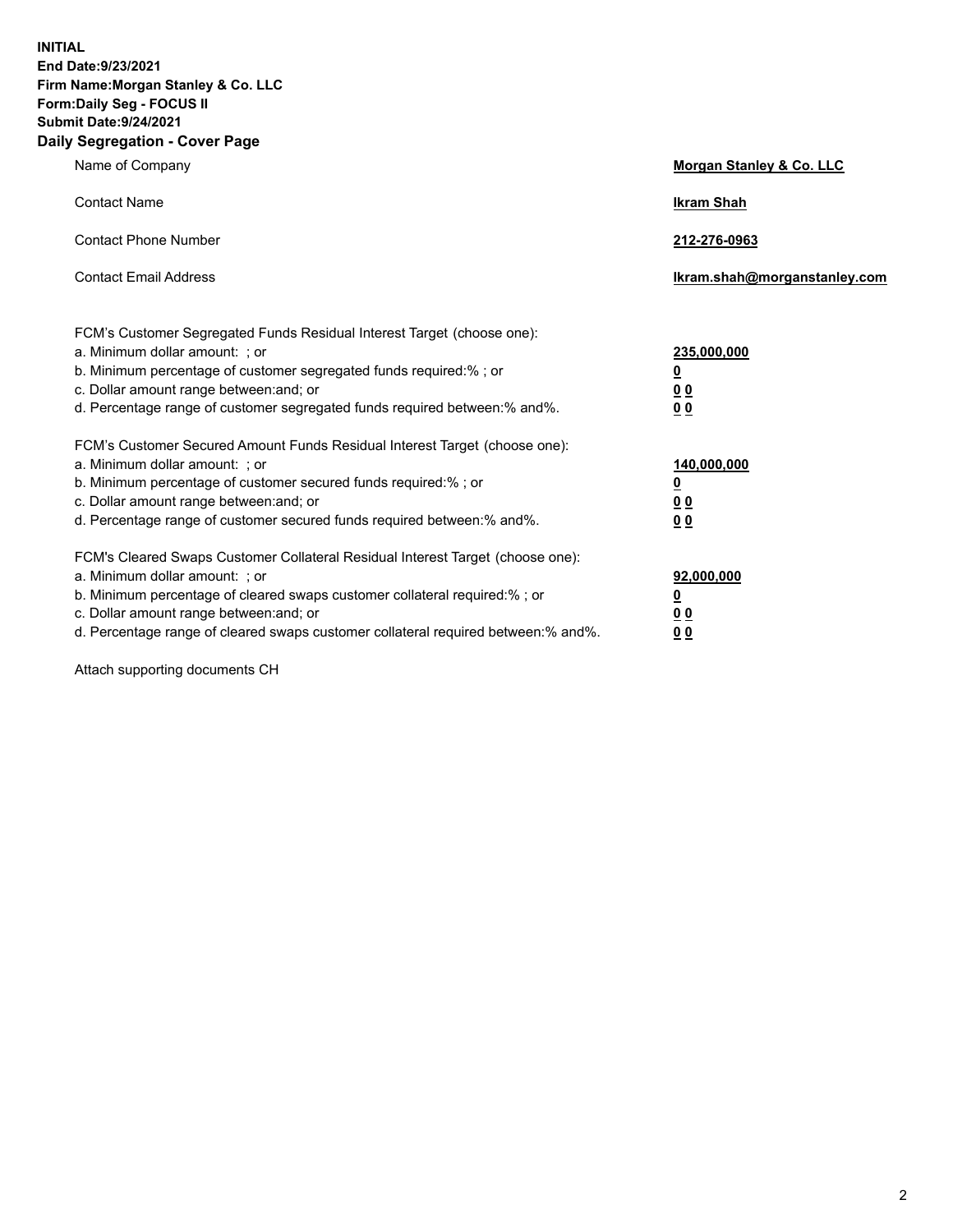**INITIAL**
**End Date:9/23/2021**
**Firm Name:Morgan Stanley & Co. LLC**
**Form:Daily Seg - FOCUS II**
**Submit Date:9/24/2021**

## Daily Segregation - Cover Page

| | |
|---|---|
| Name of Company | **Morgan Stanley & Co. LLC** |
| Contact Name | **Ikram Shah** |
| Contact Phone Number | **212-276-0963** |
| Contact Email Address | **Ikram.shah@morganstanley.com** |

| | |
|---|---|
| FCM's Customer Segregated Funds Residual Interest Target (choose one): | |
| a. Minimum dollar amount: ; or | **235,000,000** |
| b. Minimum percentage of customer segregated funds required:% ; or | **0** |
| c. Dollar amount range between:and; or | **0 0** |
| d. Percentage range of customer segregated funds required between:% and%. | **0 0** |
| FCM's Customer Secured Amount Funds Residual Interest Target (choose one): | |
| a. Minimum dollar amount: ; or | **140,000,000** |
| b. Minimum percentage of customer secured funds required:% ; or | **0** |
| c. Dollar amount range between:and; or | **0 0** |
| d. Percentage range of customer secured funds required between:% and%. | **0 0** |
| FCM's Cleared Swaps Customer Collateral Residual Interest Target (choose one): | |
| a. Minimum dollar amount: ; or | **92,000,000** |
| b. Minimum percentage of cleared swaps customer collateral required:% ; or | **0** |
| c. Dollar amount range between:and; or | **0 0** |
| d. Percentage range of cleared swaps customer collateral required between:% and%. | **0 0** |

Attach supporting documents CH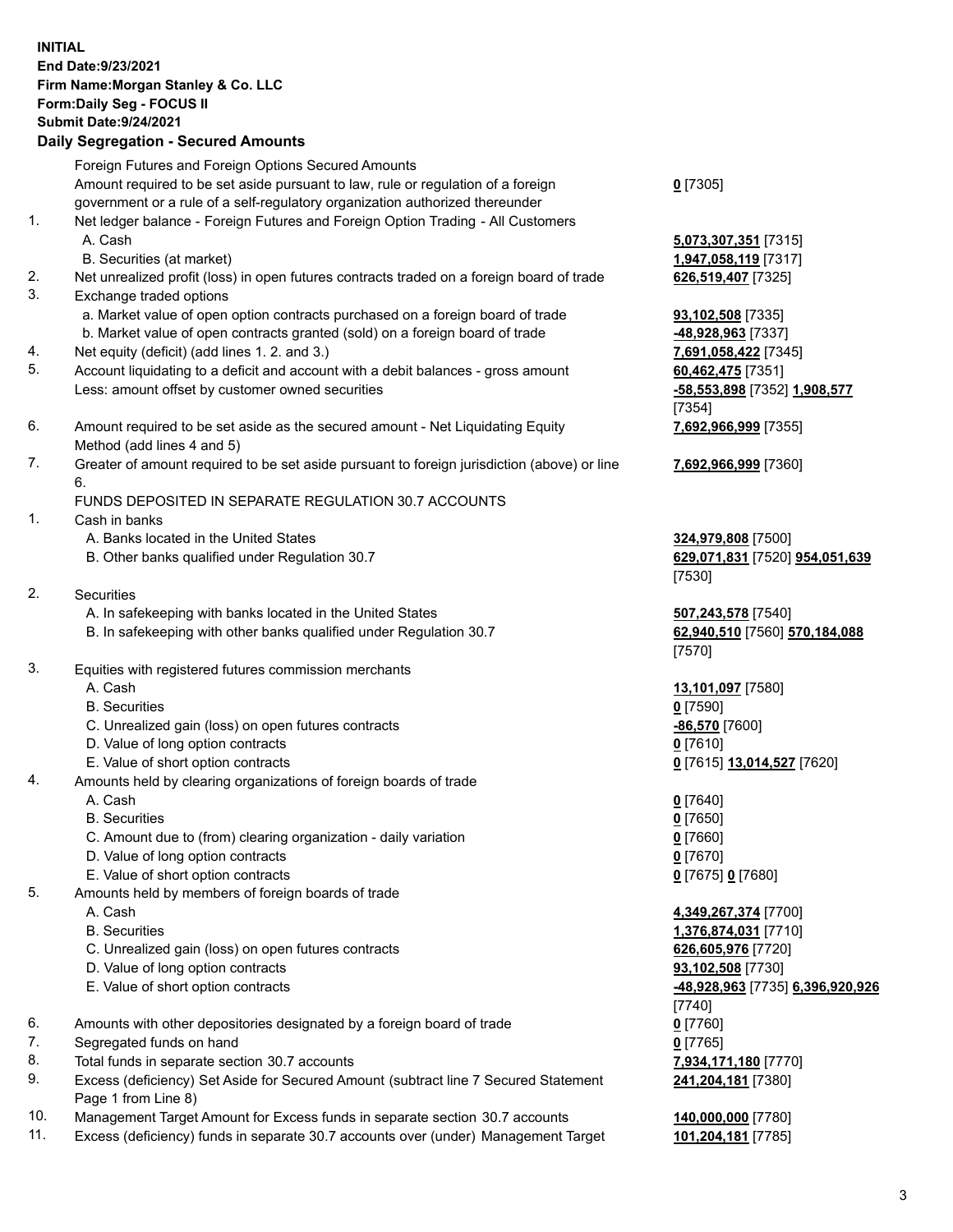**INITIAL**
**End Date:9/23/2021**
**Firm Name:Morgan Stanley & Co. LLC**
**Form:Daily Seg - FOCUS II**
**Submit Date:9/24/2021**

## Daily Segregation - Secured Amounts

| | | |
|---|---|---|
| | Foreign Futures and Foreign Options Secured Amounts | |
| | Amount required to be set aside pursuant to law, rule or regulation of a foreign government or a rule of a self-regulatory organization authorized thereunder | **0** [7305] |
| 1. | Net ledger balance - Foreign Futures and Foreign Option Trading - All Customers | |
| | A. Cash | **5,073,307,351** [7315] |
| | B. Securities (at market) | **1,947,058,119** [7317] |
| 2. | Net unrealized profit (loss) in open futures contracts traded on a foreign board of trade | **626,519,407** [7325] |
| 3. | Exchange traded options | |
| | a. Market value of open option contracts purchased on a foreign board of trade | **93,102,508** [7335] |
| | b. Market value of open contracts granted (sold) on a foreign board of trade | **-48,928,963** [7337] |
| 4. | Net equity (deficit) (add lines 1. 2. and 3.) | **7,691,058,422** [7345] |
| 5. | Account liquidating to a deficit and account with a debit balances - gross amount | **60,462,475** [7351] |
| | Less: amount offset by customer owned securities | **-58,553,898** [7352] **1,908,577** [7354] |
| 6. | Amount required to be set aside as the secured amount - Net Liquidating Equity Method (add lines 4 and 5) | **7,692,966,999** [7355] |
| 7. | Greater of amount required to be set aside pursuant to foreign jurisdiction (above) or line 6. | **7,692,966,999** [7360] |
| | FUNDS DEPOSITED IN SEPARATE REGULATION 30.7 ACCOUNTS | |
| 1. | Cash in banks | |
| | A. Banks located in the United States | **324,979,808** [7500] |
| | B. Other banks qualified under Regulation 30.7 | **629,071,831** [7520] **954,051,639** [7530] |
| 2. | Securities | |
| | A. In safekeeping with banks located in the United States | **507,243,578** [7540] |
| | B. In safekeeping with other banks qualified under Regulation 30.7 | **62,940,510** [7560] **570,184,088** [7570] |
| 3. | Equities with registered futures commission merchants | |
| | A. Cash | **13,101,097** [7580] |
| | B. Securities | **0** [7590] |
| | C. Unrealized gain (loss) on open futures contracts | **-86,570** [7600] |
| | D. Value of long option contracts | **0** [7610] |
| | E. Value of short option contracts | **0** [7615] **13,014,527** [7620] |
| 4. | Amounts held by clearing organizations of foreign boards of trade | |
| | A. Cash | **0** [7640] |
| | B. Securities | **0** [7650] |
| | C. Amount due to (from) clearing organization - daily variation | **0** [7660] |
| | D. Value of long option contracts | **0** [7670] |
| | E. Value of short option contracts | **0** [7675] **0** [7680] |
| 5. | Amounts held by members of foreign boards of trade | |
| | A. Cash | **4,349,267,374** [7700] |
| | B. Securities | **1,376,874,031** [7710] |
| | C. Unrealized gain (loss) on open futures contracts | **626,605,976** [7720] |
| | D. Value of long option contracts | **93,102,508** [7730] |
| | E. Value of short option contracts | **-48,928,963** [7735] **6,396,920,926** [7740] |
| 6. | Amounts with other depositories designated by a foreign board of trade | **0** [7760] |
| 7. | Segregated funds on hand | **0** [7765] |
| 8. | Total funds in separate section 30.7 accounts | **7,934,171,180** [7770] |
| 9. | Excess (deficiency) Set Aside for Secured Amount (subtract line 7 Secured Statement Page 1 from Line 8) | **241,204,181** [7380] |
| 10. | Management Target Amount for Excess funds in separate section 30.7 accounts | **140,000,000** [7780] |
| 11. | Excess (deficiency) funds in separate 30.7 accounts over (under) Management Target | **101,204,181** [7785] |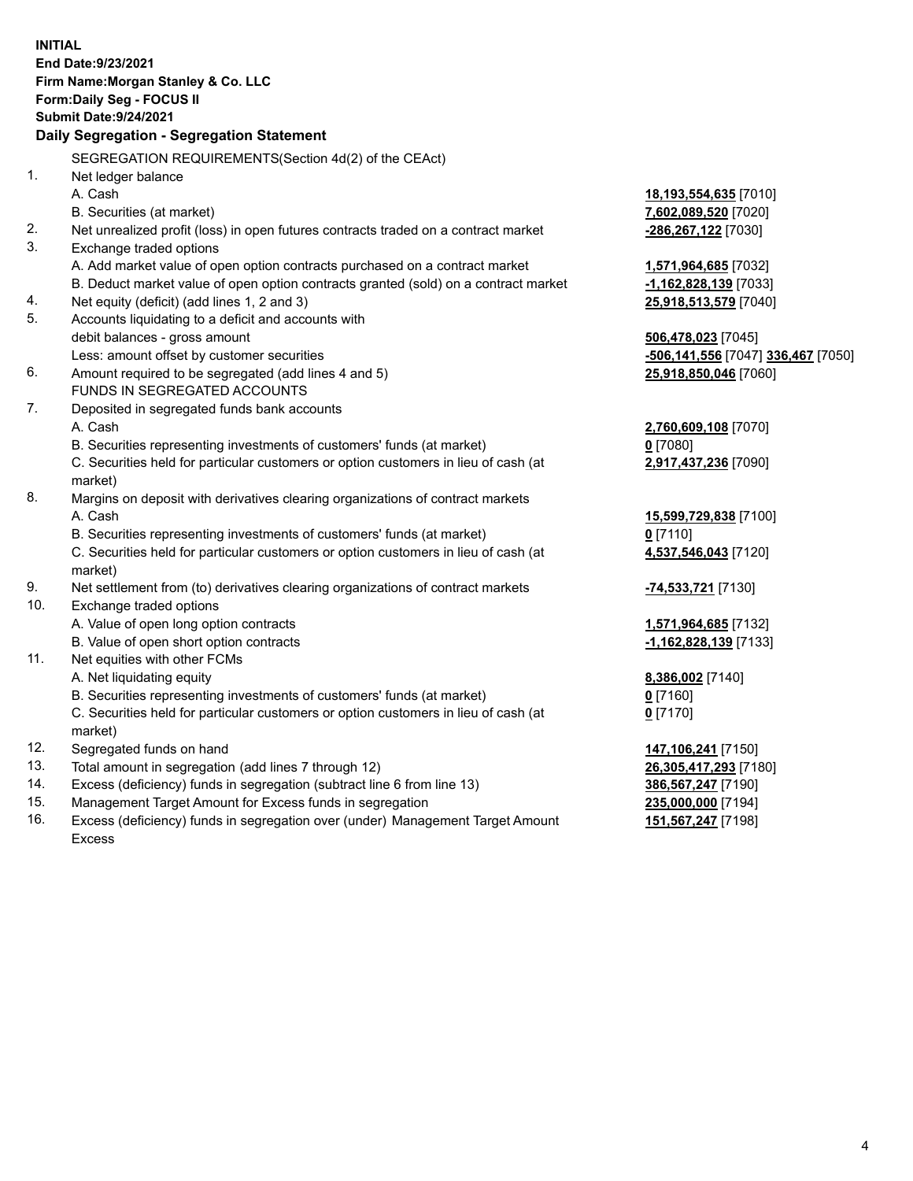**INITIAL**
**End Date:9/23/2021**
**Firm Name:Morgan Stanley & Co. LLC**
**Form:Daily Seg - FOCUS II**
**Submit Date:9/24/2021**

### Daily Segregation - Segregation Statement

| | | |
|---|---|---|
| | SEGREGATION REQUIREMENTS(Section 4d(2) of the CEAct) | |
| 1. | Net ledger balance | |
| | A. Cash | **18,193,554,635** [7010] |
| | B. Securities (at market) | **7,602,089,520** [7020] |
| 2. | Net unrealized profit (loss) in open futures contracts traded on a contract market | **-286,267,122** [7030] |
| 3. | Exchange traded options | |
| | A. Add market value of open option contracts purchased on a contract market | **1,571,964,685** [7032] |
| | B. Deduct market value of open option contracts granted (sold) on a contract market | **-1,162,828,139** [7033] |
| 4. | Net equity (deficit) (add lines 1, 2 and 3) | **25,918,513,579** [7040] |
| 5. | Accounts liquidating to a deficit and accounts with | |
| | debit balances - gross amount | **506,478,023** [7045] |
| | Less: amount offset by customer securities | **-506,141,556** [7047] **336,467** [7050] |
| 6. | Amount required to be segregated (add lines 4 and 5) | **25,918,850,046** [7060] |
| | FUNDS IN SEGREGATED ACCOUNTS | |
| 7. | Deposited in segregated funds bank accounts | |
| | A. Cash | **2,760,609,108** [7070] |
| | B. Securities representing investments of customers' funds (at market) | **0** [7080] |
| | C. Securities held for particular customers or option customers in lieu of cash (at market) | **2,917,437,236** [7090] |
| 8. | Margins on deposit with derivatives clearing organizations of contract markets | |
| | A. Cash | **15,599,729,838** [7100] |
| | B. Securities representing investments of customers' funds (at market) | **0** [7110] |
| | C. Securities held for particular customers or option customers in lieu of cash (at market) | **4,537,546,043** [7120] |
| 9. | Net settlement from (to) derivatives clearing organizations of contract markets | **-74,533,721** [7130] |
| 10. | Exchange traded options | |
| | A. Value of open long option contracts | **1,571,964,685** [7132] |
| | B. Value of open short option contracts | **-1,162,828,139** [7133] |
| 11. | Net equities with other FCMs | |
| | A. Net liquidating equity | **8,386,002** [7140] |
| | B. Securities representing investments of customers' funds (at market) | **0** [7160] |
| | C. Securities held for particular customers or option customers in lieu of cash (at market) | **0** [7170] |
| 12. | Segregated funds on hand | **147,106,241** [7150] |
| 13. | Total amount in segregation (add lines 7 through 12) | **26,305,417,293** [7180] |
| 14. | Excess (deficiency) funds in segregation (subtract line 6 from line 13) | **386,567,247** [7190] |
| 15. | Management Target Amount for Excess funds in segregation | **235,000,000** [7194] |
| 16. | Excess (deficiency) funds in segregation over (under) Management Target Amount Excess | **151,567,247** [7198] |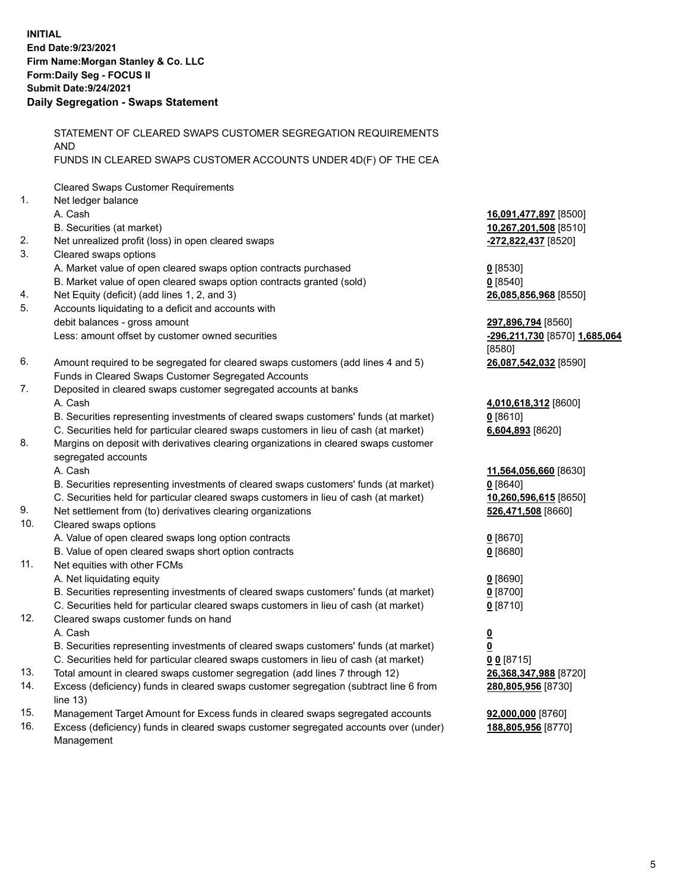**INITIAL**
**End Date:9/23/2021**
**Firm Name:Morgan Stanley & Co. LLC**
**Form:Daily Seg - FOCUS II**
**Submit Date:9/24/2021**
**Daily Segregation - Swaps Statement**

STATEMENT OF CLEARED SWAPS CUSTOMER SEGREGATION REQUIREMENTS AND FUNDS IN CLEARED SWAPS CUSTOMER ACCOUNTS UNDER 4D(F) OF THE CEA

| | | |
|---|---|---|
| | Cleared Swaps Customer Requirements | |
| 1. | Net ledger balance | |
| | A. Cash | **16,091,477,897** [8500] |
| | B. Securities (at market) | **10,267,201,508** [8510] |
| 2. | Net unrealized profit (loss) in open cleared swaps | **-272,822,437** [8520] |
| 3. | Cleared swaps options | |
| | A. Market value of open cleared swaps option contracts purchased | **0** [8530] |
| | B. Market value of open cleared swaps option contracts granted (sold) | **0** [8540] |
| 4. | Net Equity (deficit) (add lines 1, 2, and 3) | **26,085,856,968** [8550] |
| 5. | Accounts liquidating to a deficit and accounts with debit balances - gross amount | **297,896,794** [8560] |
| | Less: amount offset by customer owned securities | **-296,211,730** [8570] **1,685,064** [8580] |
| 6. | Amount required to be segregated for cleared swaps customers (add lines 4 and 5) | **26,087,542,032** [8590] |
| | Funds in Cleared Swaps Customer Segregated Accounts | |
| 7. | Deposited in cleared swaps customer segregated accounts at banks | |
| | A. Cash | **4,010,618,312** [8600] |
| | B. Securities representing investments of cleared swaps customers' funds (at market) | **0** [8610] |
| | C. Securities held for particular cleared swaps customers in lieu of cash (at market) | **6,604,893** [8620] |
| 8. | Margins on deposit with derivatives clearing organizations in cleared swaps customer segregated accounts | |
| | A. Cash | **11,564,056,660** [8630] |
| | B. Securities representing investments of cleared swaps customers' funds (at market) | **0** [8640] |
| | C. Securities held for particular cleared swaps customers in lieu of cash (at market) | **10,260,596,615** [8650] |
| 9. | Net settlement from (to) derivatives clearing organizations | **526,471,508** [8660] |
| 10. | Cleared swaps options | |
| | A. Value of open cleared swaps long option contracts | **0** [8670] |
| | B. Value of open cleared swaps short option contracts | **0** [8680] |
| 11. | Net equities with other FCMs | |
| | A. Net liquidating equity | **0** [8690] |
| | B. Securities representing investments of cleared swaps customers' funds (at market) | **0** [8700] |
| | C. Securities held for particular cleared swaps customers in lieu of cash (at market) | **0** [8710] |
| 12. | Cleared swaps customer funds on hand | |
| | A. Cash | **0** |
| | B. Securities representing investments of cleared swaps customers' funds (at market) | **0** |
| | C. Securities held for particular cleared swaps customers in lieu of cash (at market) | **0** **0** [8715] |
| 13. | Total amount in cleared swaps customer segregation (add lines 7 through 12) | **26,368,347,988** [8720] |
| 14. | Excess (deficiency) funds in cleared swaps customer segregation (subtract line 6 from line 13) | **280,805,956** [8730] |
| 15. | Management Target Amount for Excess funds in cleared swaps segregated accounts | **92,000,000** [8760] |
| 16. | Excess (deficiency) funds in cleared swaps customer segregated accounts over (under) Management | **188,805,956** [8770] |